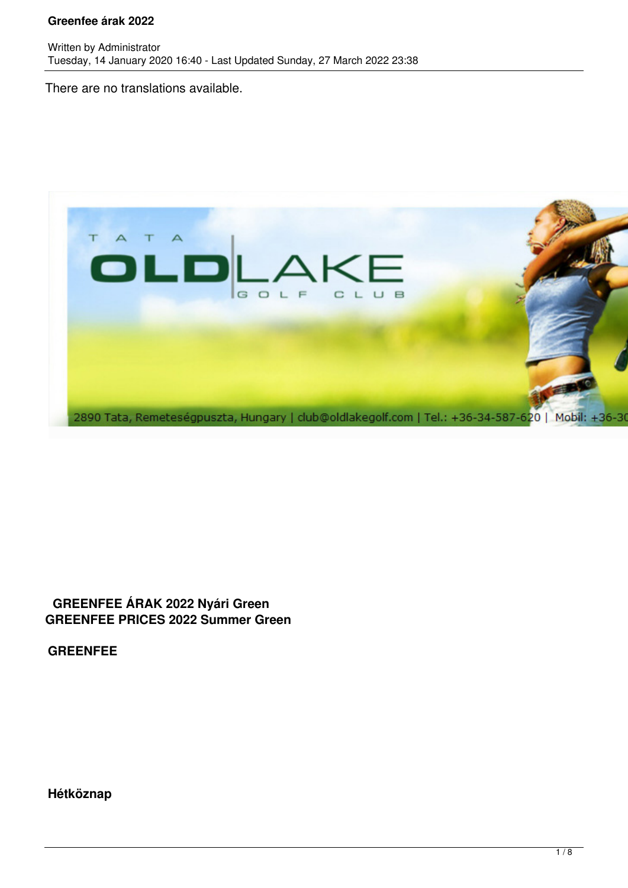**Greenfee árak 2022**

Written by Administrator
Tuesday, 14 January 2020 16:40 - Last Updated Sunday, 27 March 2022 23:38

There are no translations available.

**GREENFEE ÁRAK 2022 Nyári Green**
**GREENFEE PRICES 2022 Summer Green**

**GREENFEE**

**Hétköznap**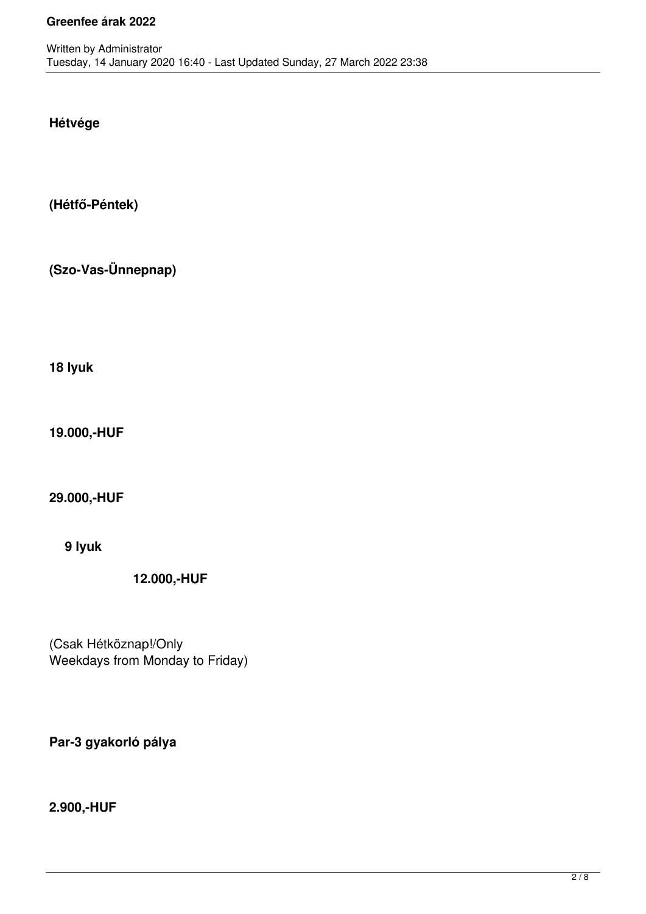**Hétvége**

**(Hétfő-Péntek)**

**(Szo-Vas-Ünnepnap)**

**18 lyuk**

**19.000,-HUF**

**29.000,-HUF**

**9 lyuk**

**12.000,-HUF**

(Csak Hétköznap!/Only Weekdays from Monday to Friday)

**Par-3 gyakorló pálya**

**2.900,-HUF**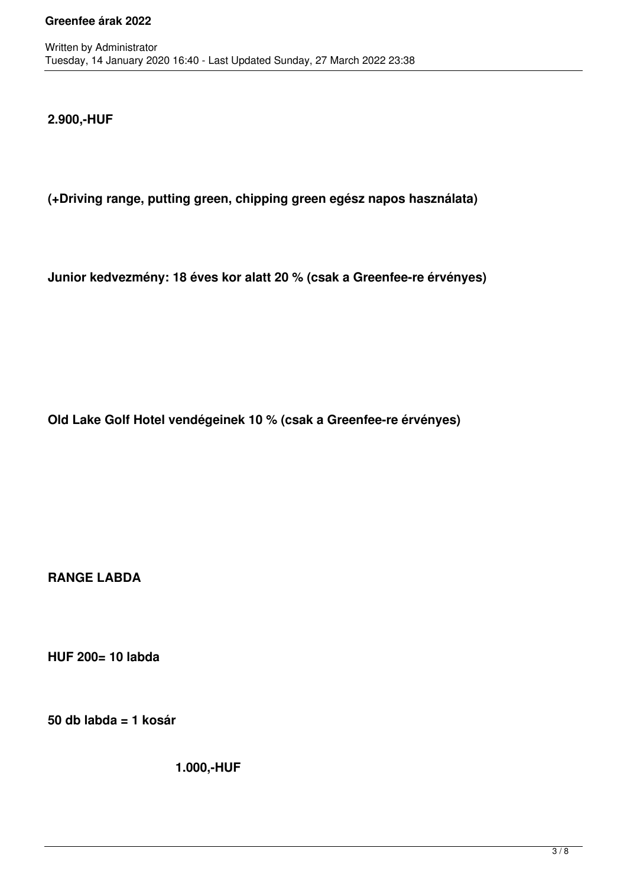**2.900,-HUF**

**(+Driving range, putting green, chipping green egész napos használata)**

**Junior kedvezmény: 18 éves kor alatt 20 % (csak a Greenfee-re érvényes)**

**Old Lake Golf Hotel vendégeinek 10 % (csak a Greenfee-re érvényes)**

**RANGE LABDA**

**HUF 200= 10 labda**

**50 db labda = 1 kosár**

**1.000,-HUF**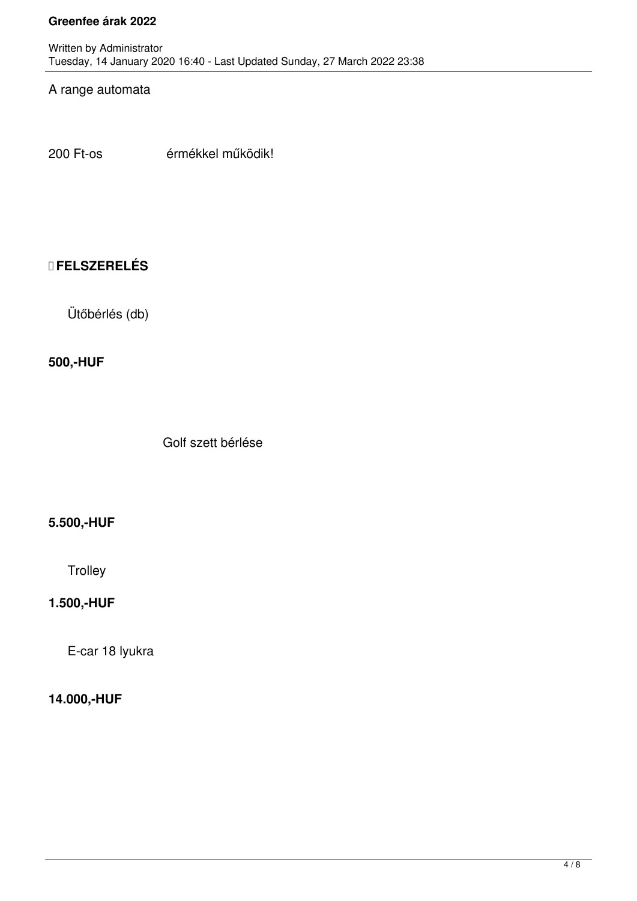A range automata

200 Ft-os érmékkel működik!

**FELSZERELÉS**

Ütőbérlés (db)

**500,-HUF**

Golf szett bérlése

**5.500,-HUF**

Trolley

**1.500,-HUF**

E-car 18 lyukra

**14.000,-HUF**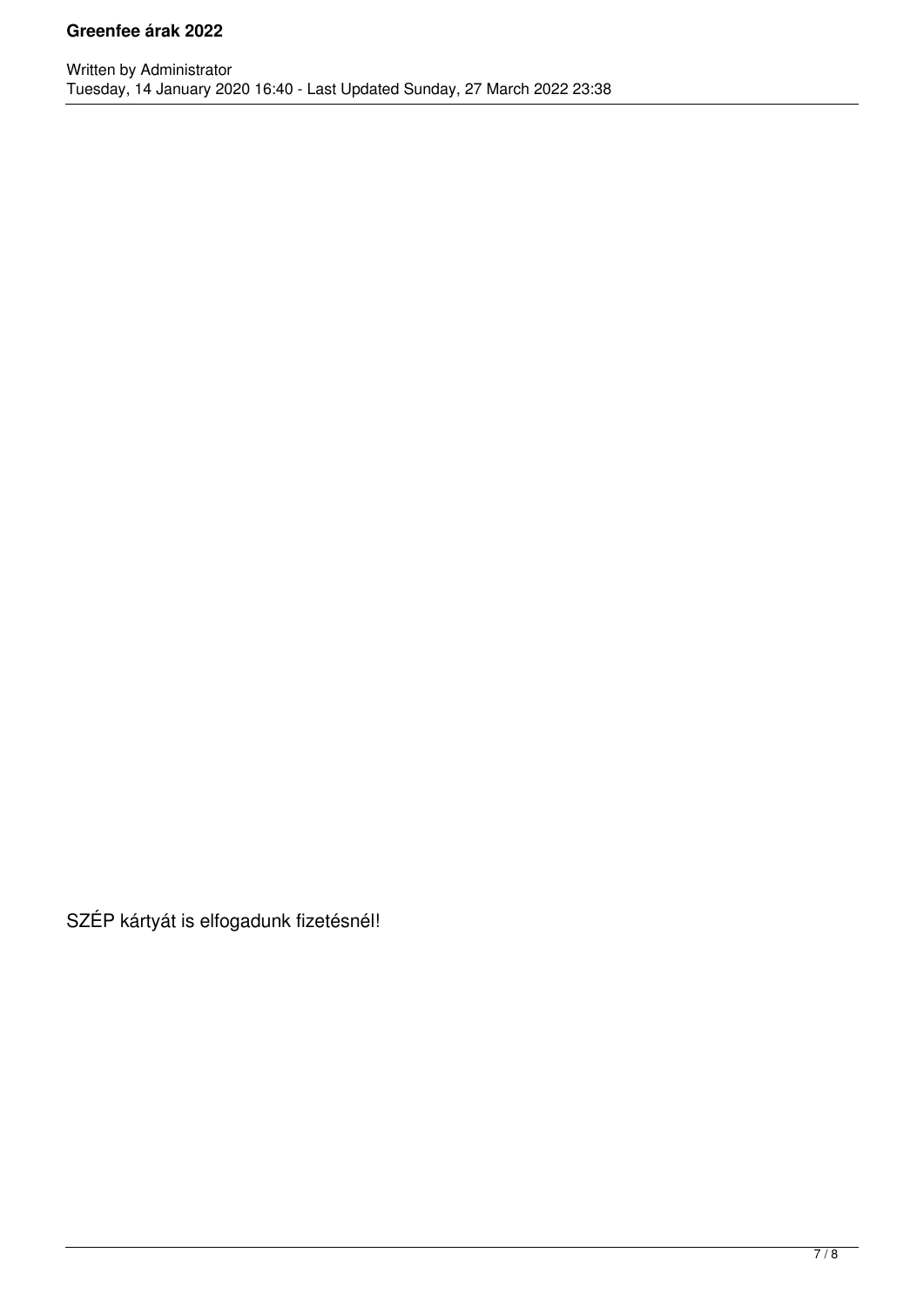SZÉP kártyát is elfogadunk fizetésnél!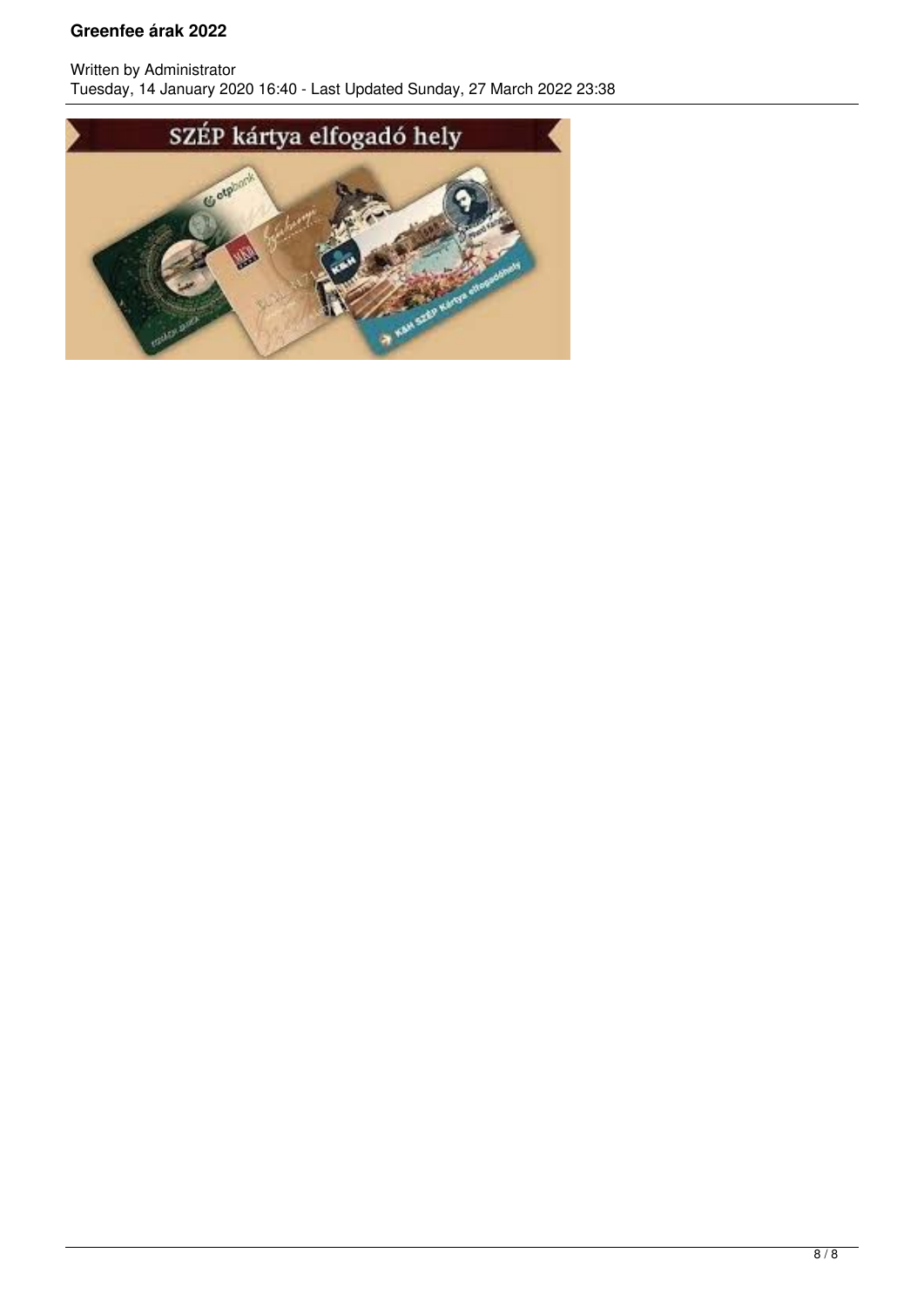SZÉP kártya elfogadó hely